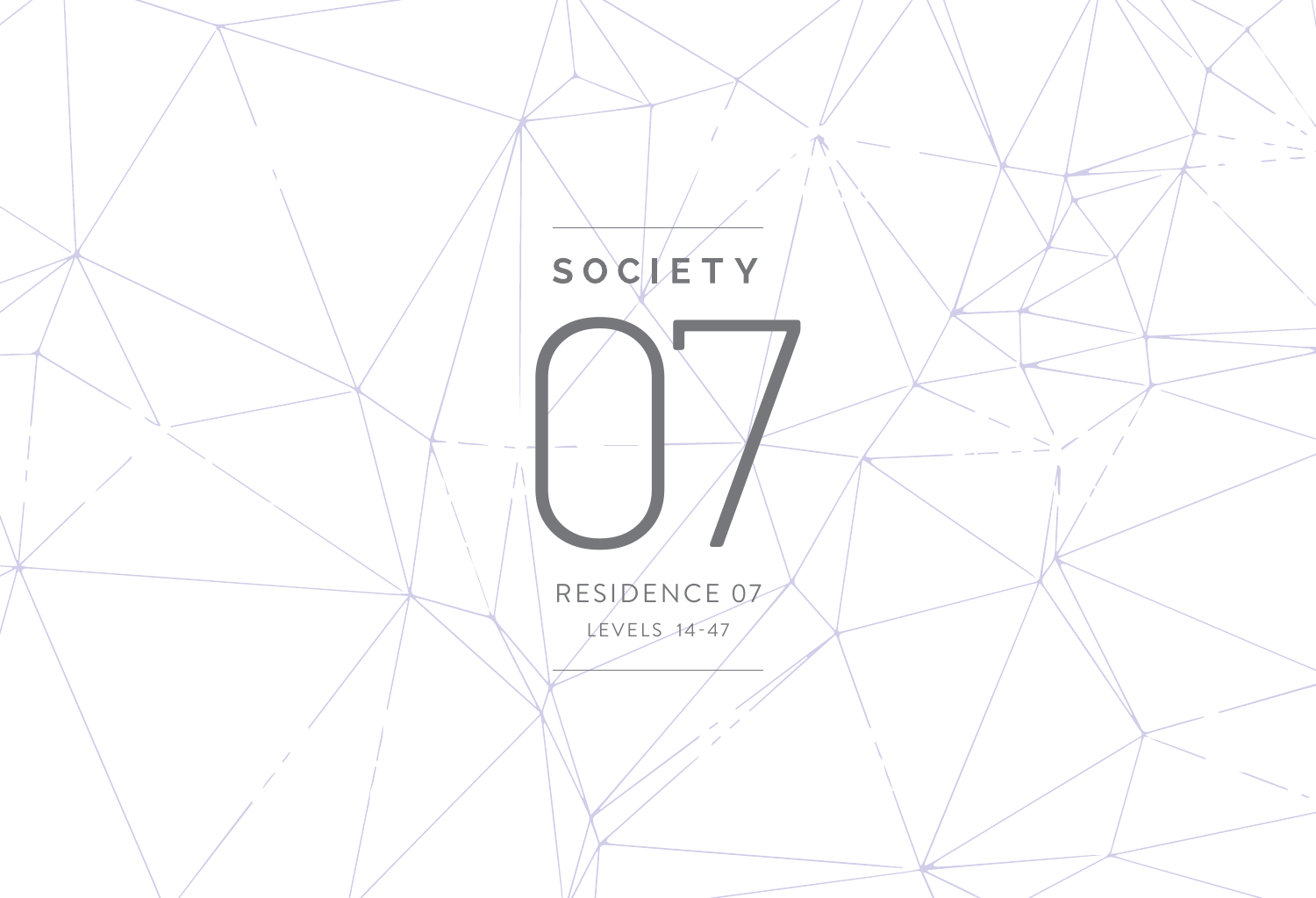# SOCIETY

# 07

RESIDENCE 07

LEVELS 14-47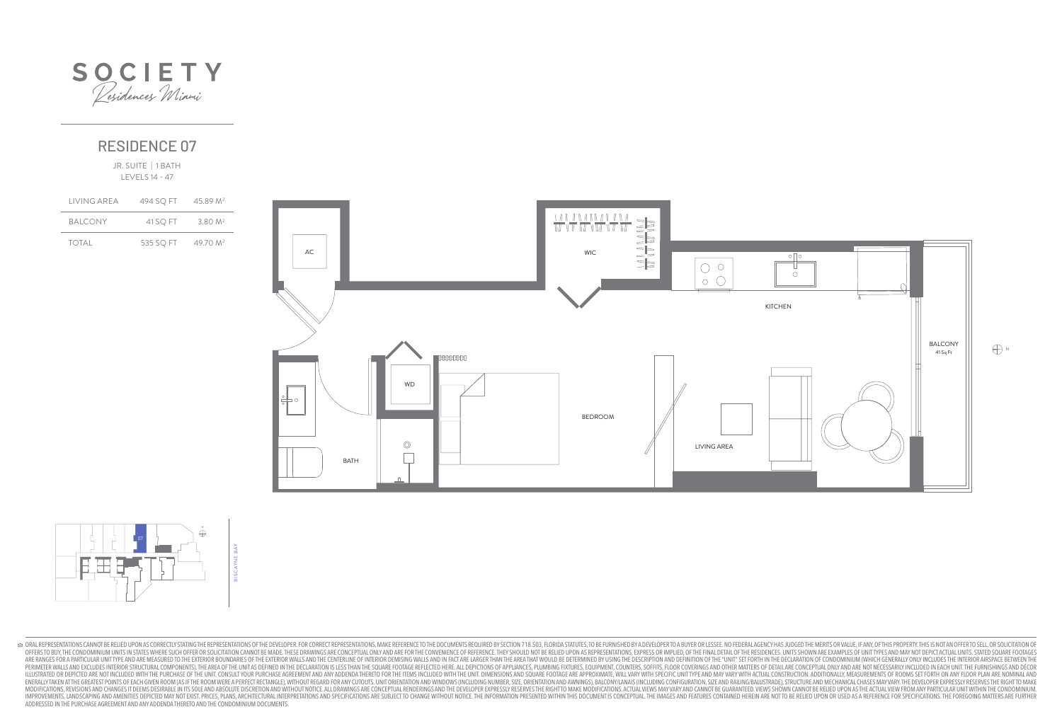# SOCIETY

*Residences Miami*

## RESIDENCE 07

JR. SUITE | 1 BATH
LEVELS 14 - 47

| | | |
|---|---|---|
| LIVING AREA | 494 SQ FT | 45.89 M² |
| BALCONY | 41 SQ FT | 3.80 M² |
| TOTAL | 535 SQ FT | 49.70 M² |

AC
WIC
KITCHEN
BALCONY
41 Sq Ft
WD
BEDROOM
LIVING AREA
BATH
N

BISCAYNE BAY

07

ORAL REPRESENTATIONS CANNOT BE RELIED UPON AS CORRECTLY STATING THE REPRESENTATIONS OF THE DEVELOPER. FOR CORRECT REPRESENTATIONS, MAKE REFERENCE TO THE DOCUMENTS REQUIRED BY SECTION 718.503, FLORIDA STATUTES, TO BE FURNISHED BY A DEVELOPER TO A BUYER OR LESSEE. NO FEDERAL AGENCY HAS JUDGED THE MERITS OR VALUE, IF ANY, OF THIS PROPERTY. THIS IS NOT AN OFFER TO SELL, OR SOLICITATION OF OFFERS TO BUY, THE CONDOMINIUM UNITS IN STATES WHERE SUCH OFFER OR SOLICITATION CANNOT BE MADE. THESE DRAWINGS ARE CONCEPTUAL ONLY AND ARE FOR THE CONVENIENCE OF REFERENCE. THEY SHOULD NOT BE RELIED UPON AS REPRESENTATIONS, EXPRESS OR IMPLIED, OF THE FINAL DETAIL OF THE RESIDENCES. UNITS SHOWN ARE EXAMPLES OF UNIT TYPES AND MAY NOT DEPICT ACTUAL UNITS. STATED SQUARE FOOTAGES ARE RANGES FOR A PARTICULAR UNIT TYPE AND ARE MEASURED TO THE EXTERIOR BOUNDARIES OF THE EXTERIOR WALLS AND THE CENTERLINE OF INTERIOR DEMISING WALLS AND IN FACT ARE LARGER THAN THE AREA THAT WOULD BE DETERMINED BY USING THE DESCRIPTION AND DEFINITION OF THE "UNIT" SET FORTH IN THE DECLARATION OF CONDOMINIUM (WHICH GENERALLY ONLY INCLUDES THE INTERIOR AIRSPACE BETWEEN THE PERIMETER WALLS AND EXCLUDES INTERIOR STRUCTURAL COMPONENTS). THE AREA OF THE UNIT AS DEFINED IN THE DECLARATION IS LESS THAN THE SQUARE FOOTAGE REFLECTED HERE. ALL DEPICTIONS OF APPLIANCES, PLUMBING FIXTURES, EQUIPMENT, COUNTERS, SOFFITS, FLOOR COVERINGS AND OTHER MATTERS OF DETAIL ARE CONCEPTUAL ONLY AND ARE NOT NECESSARILY INCLUDED IN EACH UNIT. THE FURNISHINGS AND DÉCOR ILLUSTRATED OR DEPICTED ARE NOT INCLUDED WITH THE PURCHASE OF THE UNIT. CONSULT YOUR PURCHASE AGREEMENT AND ANY ADDENDA THERETO FOR THE ITEMS INCLUDED WITH THE UNIT. DIMENSIONS AND SQUARE FOOTAGE ARE APPROXIMATE, WILL VARY WITH SPECIFIC UNIT TYPE AND MAY VARY WITH ACTUAL CONSTRUCTION. ADDITIONALLY, MEASUREMENTS OF ROOMS SET FORTH ON ANY FLOOR PLAN ARE NOMINAL AND GENERALLY TAKEN AT THE GREATEST POINTS OF EACH GIVEN ROOM (AS IF THE ROOM WERE A PERFECT RECTANGLE), WITHOUT REGARD FOR ANY CUTOUTS. UNIT ORIENTATION AND WINDOWS (INCLUDING NUMBER, SIZE, ORIENTATION AND AWNINGS), BALCONY/LANAIS (INCLUDING CONFIGURATION, SIZE AND RAILING/BALUSTRADE), STRUCTURE AND MECHANICAL CHASES MAY VARY. THE DEVELOPER EXPRESSLY RESERVES THE RIGHT TO MAKE MODIFICATIONS, REVISIONS AND CHANGES IT DEEMS DESIRABLE IN ITS SOLE AND ABSOLUTE DISCRETION AND WITHOUT NOTICE. ALL DRAWINGS ARE CONCEPTUAL RENDERINGS AND THE DEVELOPER EXPRESSLY RESERVES THE RIGHT TO MAKE MODIFICATIONS. ACTUAL VIEWS MAY VARY AND CANNOT BE GUARANTEED. VIEWS SHOWN CANNOT BE RELIED UPON AS THE ACTUAL VIEW FROM ANY PARTICULAR UNIT WITHIN THE CONDOMINIUM. IMPROVEMENTS, LANDSCAPING AND AMENITIES DEPICTED MAY NOT EXIST. PRICES, PLANS, ARCHITECTURAL INTERPRETATIONS AND SPECIFICATIONS ARE SUBJECT TO CHANGE WITHOUT NOTICE. THE INFORMATION PRESENTED WITHIN THIS DOCUMENT IS CONCEPTUAL. THE IMAGES AND FEATURES CONTAINED HEREIN ARE NOT TO BE RELIED UPON OR USED AS A REFERENCE FOR SPECIFICATIONS. THE FOREGOING MATTERS ARE FURTHER ADDRESSED IN THE PURCHASE AGREEMENT AND ANY ADDENDA THERETO AND THE CONDOMINIUM DOCUMENTS.